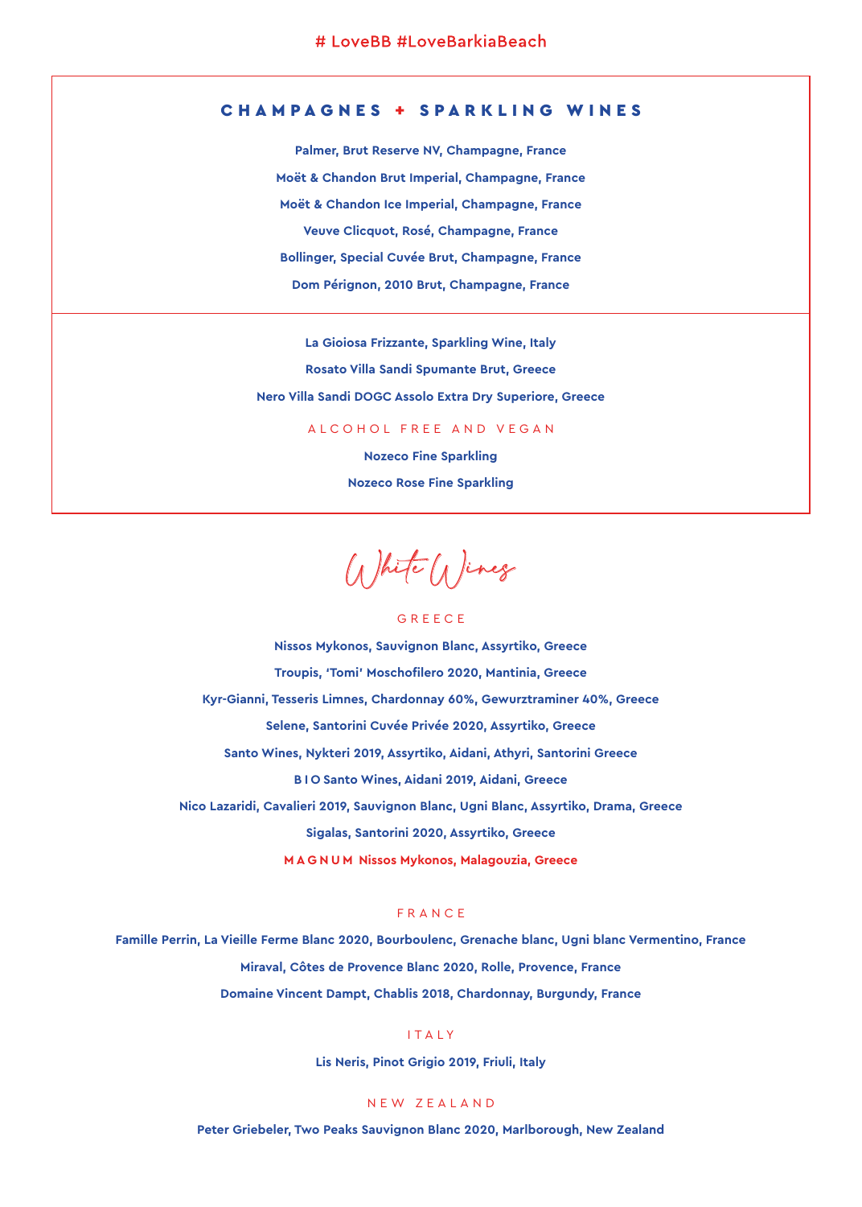# LoveBB #LoveBarkiaBeach

## CHAMPAGNES + SPARKLING WINES

Palmer, Brut Reserve NV, Champagne, France

Moët & Chandon Brut Imperial, Champagne, France

Moët & Chandon Ice Imperial, Champagne, France

Veuve Clicquot, Rosé, Champagne, France

Bollinger, Special Cuvée Brut, Champagne, France

Dom Pérignon, 2010 Brut, Champagne, France

La Gioiosa Frizzante, Sparkling Wine, Italy

Rosato Villa Sandi Spumante Brut, Greece

Nero Villa Sandi DOGC Assolo Extra Dry Superiore, Greece

### ALCOHOL FREE AND VEGAN

Nozeco Fine Sparkling

Nozeco Rose Fine Sparkling

## White Wines

### GREECE

Nissos Mykonos, Sauvignon Blanc, Assyrtiko, Greece

Troupis, 'Tomi' Moschofilero 2020, Mantinia, Greece

Kyr-Gianni, Tesseris Limnes, Chardonnay 60%, Gewurztraminer 40%, Greece

Selene, Santorini Cuvée Privée 2020, Assyrtiko, Greece

Santo Wines, Nykteri 2019, Assyrtiko, Aidani, Athyri, Santorini Greece

B I O Santo Wines, Aidani 2019, Aidani, Greece

Nico Lazaridi, Cavalieri 2019, Sauvignon Blanc, Ugni Blanc, Assyrtiko, Drama, Greece

Sigalas, Santorini 2020, Assyrtiko, Greece

MAGNUM Nissos Mykonos, Malagouzia, Greece

### FRANCE

Famille Perrin, La Vieille Ferme Blanc 2020, Bourboulenc, Grenache blanc, Ugni blanc Vermentino, France

Miraval, Côtes de Provence Blanc 2020, Rolle, Provence, France

Domaine Vincent Dampt, Chablis 2018, Chardonnay, Burgundy, France

### ITALY

Lis Neris, Pinot Grigio 2019, Friuli, Italy

### NEW ZEALAND

Peter Griebeler, Two Peaks Sauvignon Blanc 2020, Marlborough, New Zealand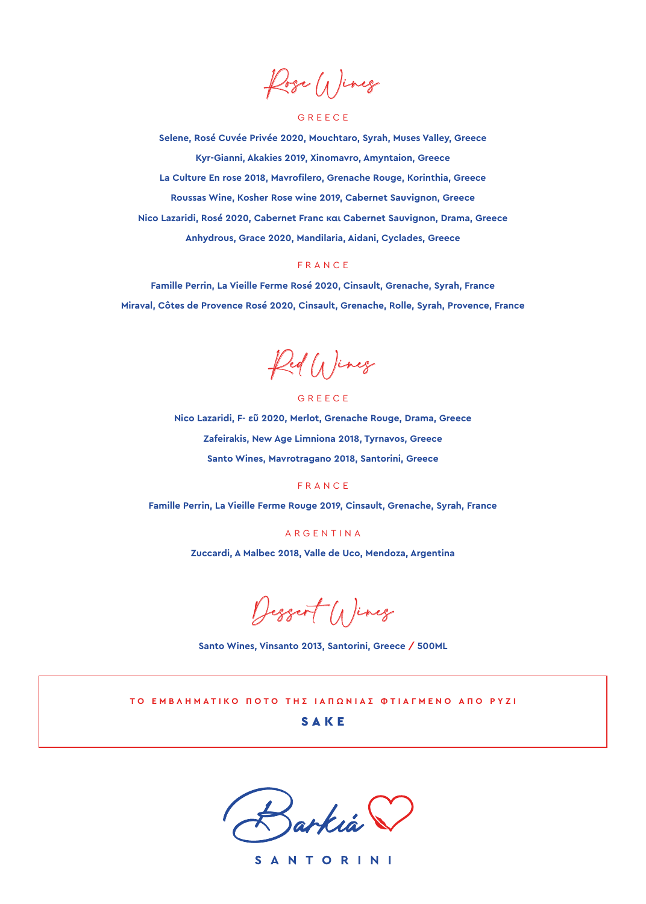# Rose Wines

## GREECE

**Selene, Rosé Cuvée Privée 2020, Mouchtaro, Syrah, Muses Valley, Greece**

**Kyr-Gianni, Akakies 2019, Xinomavro, Amyntaion, Greece**

**La Culture En rose 2018, Mavrofilero, Grenache Rouge, Korinthia, Greece**

**Roussas Wine, Kosher Rose wine 2019, Cabernet Sauvignon, Greece**

**Nico Lazaridi, Rosé 2020, Cabernet Franc και Cabernet Sauvignon, Drama, Greece**

**Anhydrous, Grace 2020, Mandilaria, Aidani, Cyclades, Greece**

## FRANCE

**Famille Perrin, La Vieille Ferme Rosé 2020, Cinsault, Grenache, Syrah, France**

**Miraval, Côtes de Provence Rosé 2020, Cinsault, Grenache, Rolle, Syrah, Provence, France**

# Red Wines

## GREECE

**Nico Lazaridi, F- εũ 2020, Merlot, Grenache Rouge, Drama, Greece**

**Zafeirakis, New Age Limniona 2018, Tyrnavos, Greece**

**Santo Wines, Mavrotragano 2018, Santorini, Greece**

## FRANCE

**Famille Perrin, La Vieille Ferme Rouge 2019, Cinsault, Grenache, Syrah, France**

## ARGENTINA

**Zuccardi, A Malbec 2018, Valle de Uco, Mendoza, Argentina**

# Dessert Wines

**Santo Wines, Vinsanto 2013, Santorini, Greece / 500ML**

ΤΟ ΕΜΒΛΗΜΑΤΙΚΟ ΠΟΤΟ ΤΗΣ ΙΑΠΩΝΙΑΣ ΦΤΙΑΓΜΕΝΟ ΑΠΟ ΡΥΖΙ

**SAKE**

Barkiá

SANTORINI